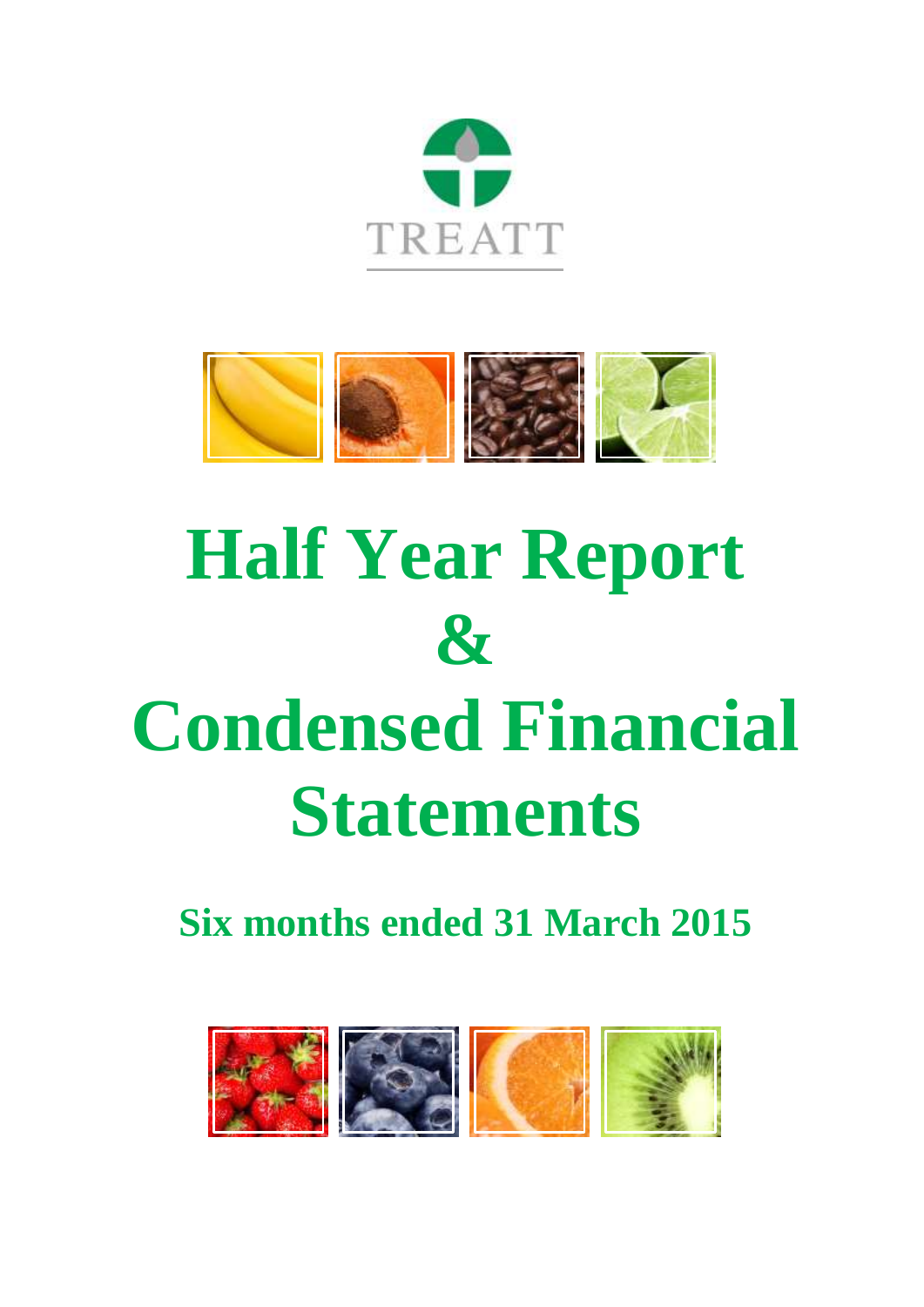TREATT

# Half Year Report & Condensed Financial Statements

## Six months ended 31 March 2015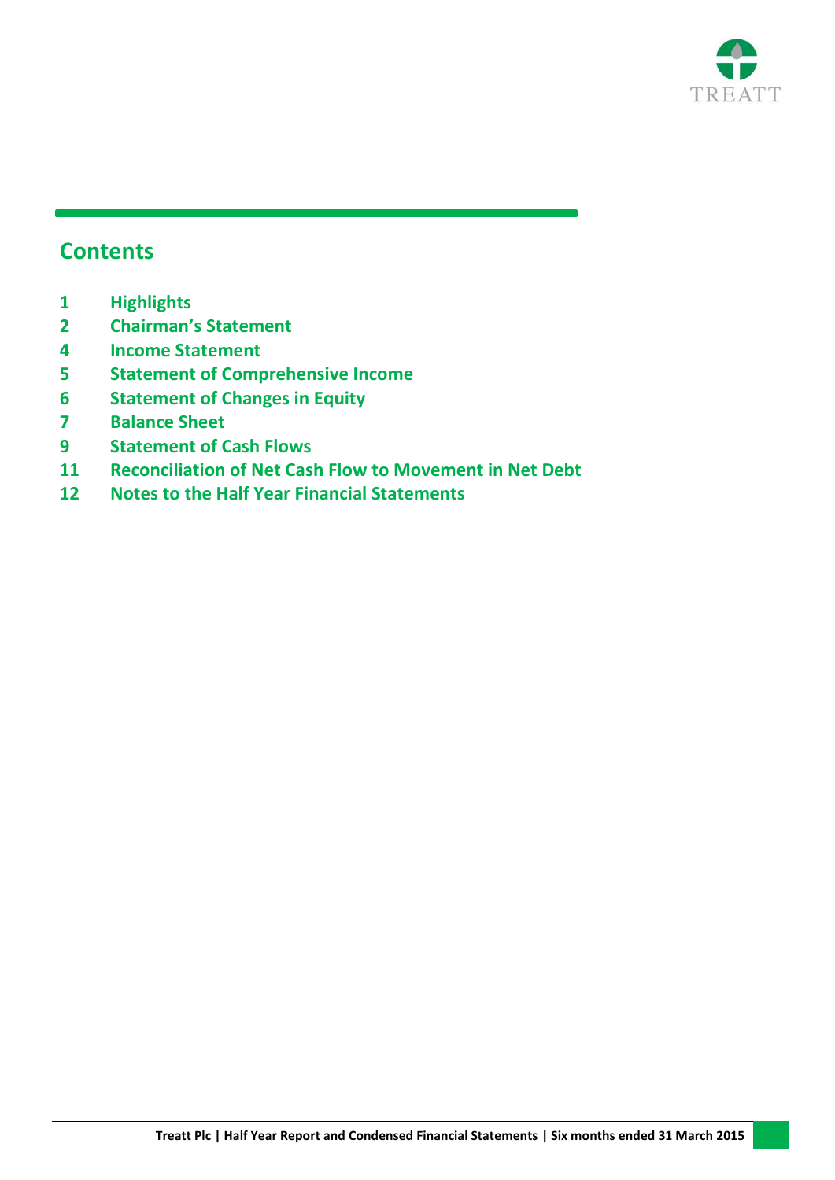## Contents

| | |
|---|---|
| 1 | Highlights |
| 2 | Chairman's Statement |
| 4 | Income Statement |
| 5 | Statement of Comprehensive Income |
| 6 | Statement of Changes in Equity |
| 7 | Balance Sheet |
| 9 | Statement of Cash Flows |
| 11 | Reconciliation of Net Cash Flow to Movement in Net Debt |
| 12 | Notes to the Half Year Financial Statements |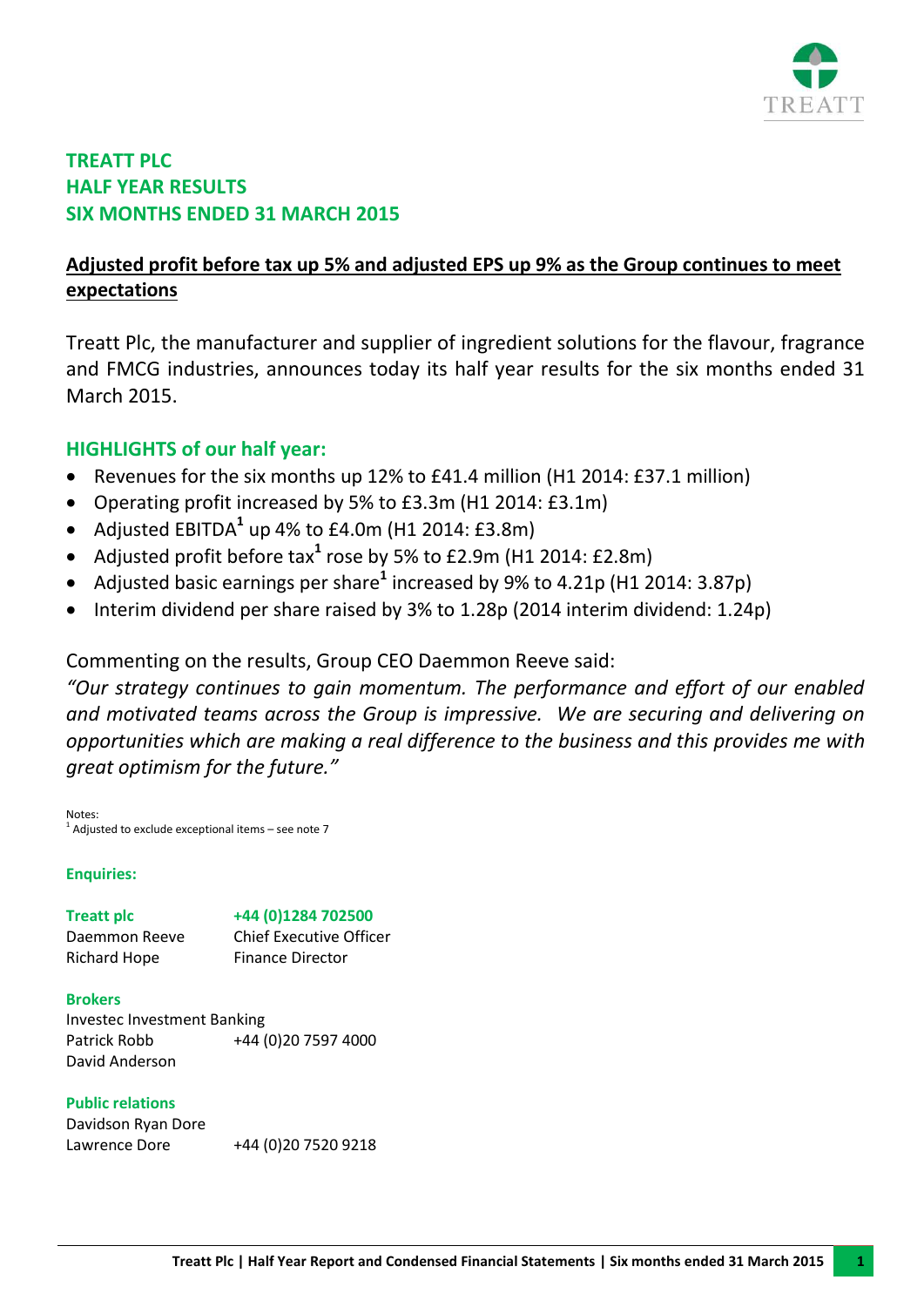# TREATT PLC
# HALF YEAR RESULTS
# SIX MONTHS ENDED 31 MARCH 2015

**Adjusted profit before tax up 5% and adjusted EPS up 9% as the Group continues to meet expectations**

Treatt Plc, the manufacturer and supplier of ingredient solutions for the flavour, fragrance and FMCG industries, announces today its half year results for the six months ended 31 March 2015.

## HIGHLIGHTS of our half year:

- Revenues for the six months up 12% to £41.4 million (H1 2014: £37.1 million)
- Operating profit increased by 5% to £3.3m (H1 2014: £3.1m)
- Adjusted EBITDA[1] up 4% to £4.0m (H1 2014: £3.8m)
- Adjusted profit before tax[1] rose by 5% to £2.9m (H1 2014: £2.8m)
- Adjusted basic earnings per share[1] increased by 9% to 4.21p (H1 2014: 3.87p)
- Interim dividend per share raised by 3% to 1.28p (2014 interim dividend: 1.24p)

Commenting on the results, Group CEO Daemmon Reeve said:

*"Our strategy continues to gain momentum. The performance and effort of our enabled and motivated teams across the Group is impressive. We are securing and delivering on opportunities which are making a real difference to the business and this provides me with great optimism for the future."*

Notes:
[1] Adjusted to exclude exceptional items – see note 7

**Enquiries:**

| **Treatt plc** | **+44 (0)1284 702500** |
|---|---|
| Daemmon Reeve | Chief Executive Officer |
| Richard Hope | Finance Director |

**Brokers**

Investec Investment Banking
Patrick Robb +44 (0)20 7597 4000
David Anderson

**Public relations**

Davidson Ryan Dore
Lawrence Dore +44 (0)20 7520 9218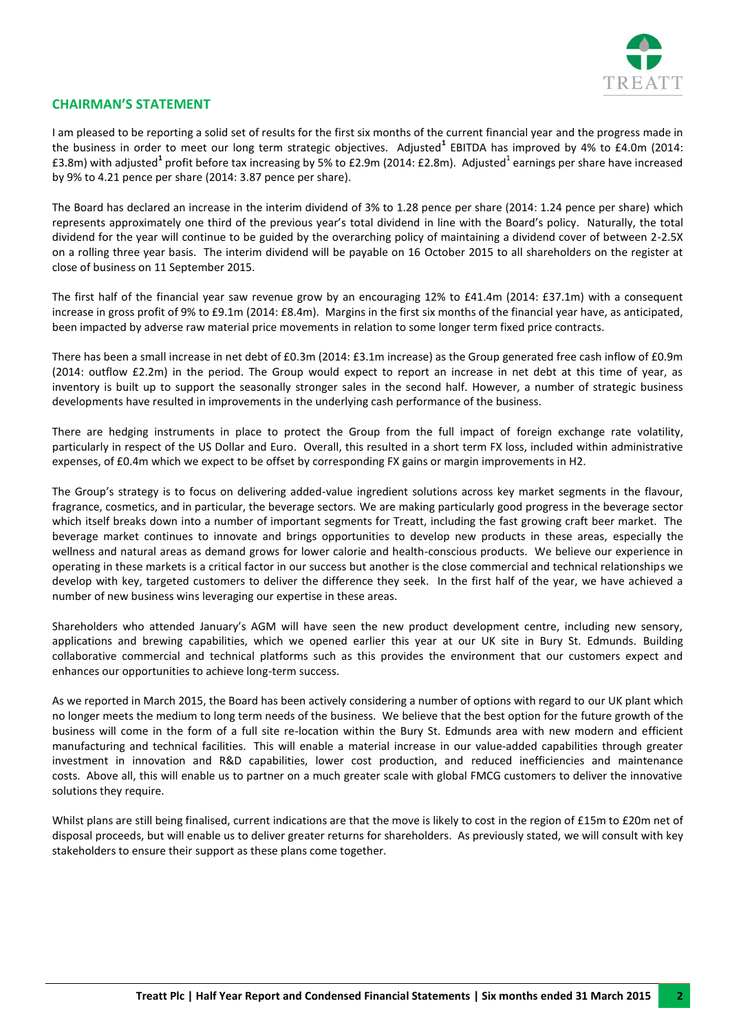## CHAIRMAN'S STATEMENT

I am pleased to be reporting a solid set of results for the first six months of the current financial year and the progress made in the business in order to meet our long term strategic objectives. Adjusted[1] EBITDA has improved by 4% to £4.0m (2014: £3.8m) with adjusted[1] profit before tax increasing by 5% to £2.9m (2014: £2.8m). Adjusted[1] earnings per share have increased by 9% to 4.21 pence per share (2014: 3.87 pence per share).

The Board has declared an increase in the interim dividend of 3% to 1.28 pence per share (2014: 1.24 pence per share) which represents approximately one third of the previous year's total dividend in line with the Board's policy. Naturally, the total dividend for the year will continue to be guided by the overarching policy of maintaining a dividend cover of between 2-2.5X on a rolling three year basis. The interim dividend will be payable on 16 October 2015 to all shareholders on the register at close of business on 11 September 2015.

The first half of the financial year saw revenue grow by an encouraging 12% to £41.4m (2014: £37.1m) with a consequent increase in gross profit of 9% to £9.1m (2014: £8.4m). Margins in the first six months of the financial year have, as anticipated, been impacted by adverse raw material price movements in relation to some longer term fixed price contracts.

There has been a small increase in net debt of £0.3m (2014: £3.1m increase) as the Group generated free cash inflow of £0.9m (2014: outflow £2.2m) in the period. The Group would expect to report an increase in net debt at this time of year, as inventory is built up to support the seasonally stronger sales in the second half. However, a number of strategic business developments have resulted in improvements in the underlying cash performance of the business.

There are hedging instruments in place to protect the Group from the full impact of foreign exchange rate volatility, particularly in respect of the US Dollar and Euro. Overall, this resulted in a short term FX loss, included within administrative expenses, of £0.4m which we expect to be offset by corresponding FX gains or margin improvements in H2.

The Group's strategy is to focus on delivering added-value ingredient solutions across key market segments in the flavour, fragrance, cosmetics, and in particular, the beverage sectors. We are making particularly good progress in the beverage sector which itself breaks down into a number of important segments for Treatt, including the fast growing craft beer market. The beverage market continues to innovate and brings opportunities to develop new products in these areas, especially the wellness and natural areas as demand grows for lower calorie and health-conscious products. We believe our experience in operating in these markets is a critical factor in our success but another is the close commercial and technical relationships we develop with key, targeted customers to deliver the difference they seek. In the first half of the year, we have achieved a number of new business wins leveraging our expertise in these areas.

Shareholders who attended January's AGM will have seen the new product development centre, including new sensory, applications and brewing capabilities, which we opened earlier this year at our UK site in Bury St. Edmunds. Building collaborative commercial and technical platforms such as this provides the environment that our customers expect and enhances our opportunities to achieve long-term success.

As we reported in March 2015, the Board has been actively considering a number of options with regard to our UK plant which no longer meets the medium to long term needs of the business. We believe that the best option for the future growth of the business will come in the form of a full site re-location within the Bury St. Edmunds area with new modern and efficient manufacturing and technical facilities. This will enable a material increase in our value-added capabilities through greater investment in innovation and R&D capabilities, lower cost production, and reduced inefficiencies and maintenance costs. Above all, this will enable us to partner on a much greater scale with global FMCG customers to deliver the innovative solutions they require.

Whilst plans are still being finalised, current indications are that the move is likely to cost in the region of £15m to £20m net of disposal proceeds, but will enable us to deliver greater returns for shareholders. As previously stated, we will consult with key stakeholders to ensure their support as these plans come together.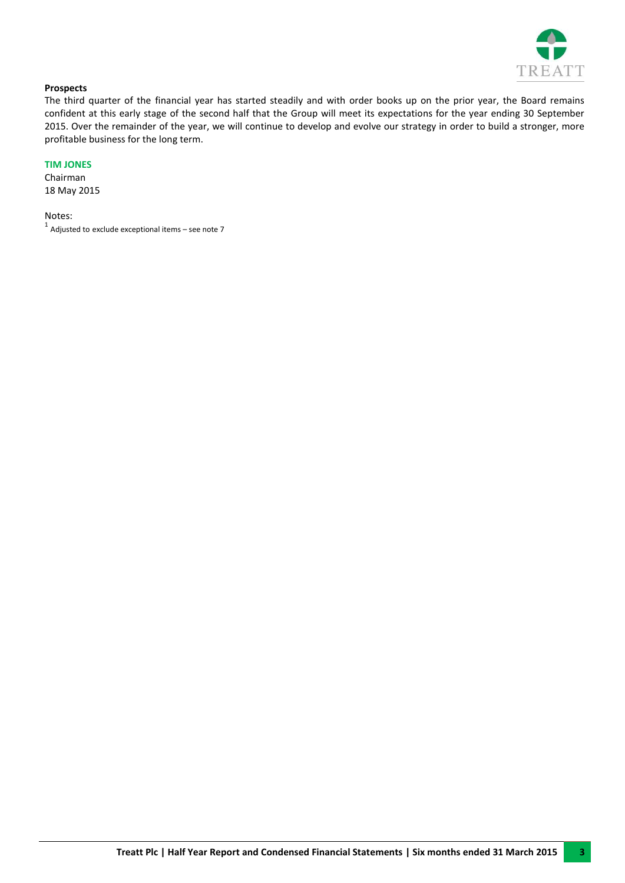**Prospects**

The third quarter of the financial year has started steadily and with order books up on the prior year, the Board remains confident at this early stage of the second half that the Group will meet its expectations for the year ending 30 September 2015. Over the remainder of the year, we will continue to develop and evolve our strategy in order to build a stronger, more profitable business for the long term.

**TIM JONES**
Chairman
18 May 2015

Notes:
[1] Adjusted to exclude exceptional items – see note 7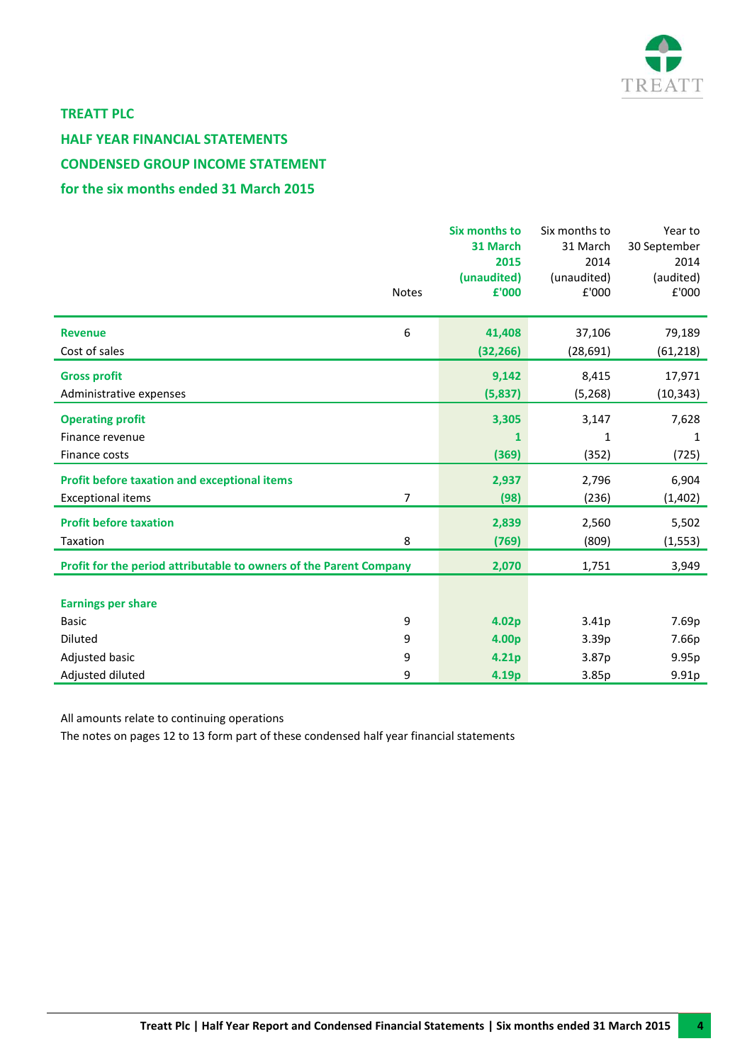**TREATT PLC**

**HALF YEAR FINANCIAL STATEMENTS**

**CONDENSED GROUP INCOME STATEMENT**

**for the six months ended 31 March 2015**

| | Notes | Six months to 31 March 2015 (unaudited) £'000 | Six months to 31 March 2014 (unaudited) £'000 | Year to 30 September 2014 (audited) £'000 |
|---|---|---|---|---|
| **Revenue** | 6 | **41,408** | 37,106 | 79,189 |
| Cost of sales | | **(32,266)** | (28,691) | (61,218) |
| **Gross profit** | | **9,142** | 8,415 | 17,971 |
| Administrative expenses | | **(5,837)** | (5,268) | (10,343) |
| **Operating profit** | | **3,305** | 3,147 | 7,628 |
| Finance revenue | | **1** | 1 | 1 |
| Finance costs | | **(369)** | (352) | (725) |
| **Profit before taxation and exceptional items** | | **2,937** | 2,796 | 6,904 |
| Exceptional items | 7 | **(98)** | (236) | (1,402) |
| **Profit before taxation** | | **2,839** | 2,560 | 5,502 |
| Taxation | 8 | **(769)** | (809) | (1,553) |
| **Profit for the period attributable to owners of the Parent Company** | | **2,070** | 1,751 | 3,949 |
| | | | | |
| **Earnings per share** | | | | |
| Basic | 9 | **4.02p** | 3.41p | 7.69p |
| Diluted | 9 | **4.00p** | 3.39p | 7.66p |
| Adjusted basic | 9 | **4.21p** | 3.87p | 9.95p |
| Adjusted diluted | 9 | **4.19p** | 3.85p | 9.91p |

All amounts relate to continuing operations

The notes on pages 12 to 13 form part of these condensed half year financial statements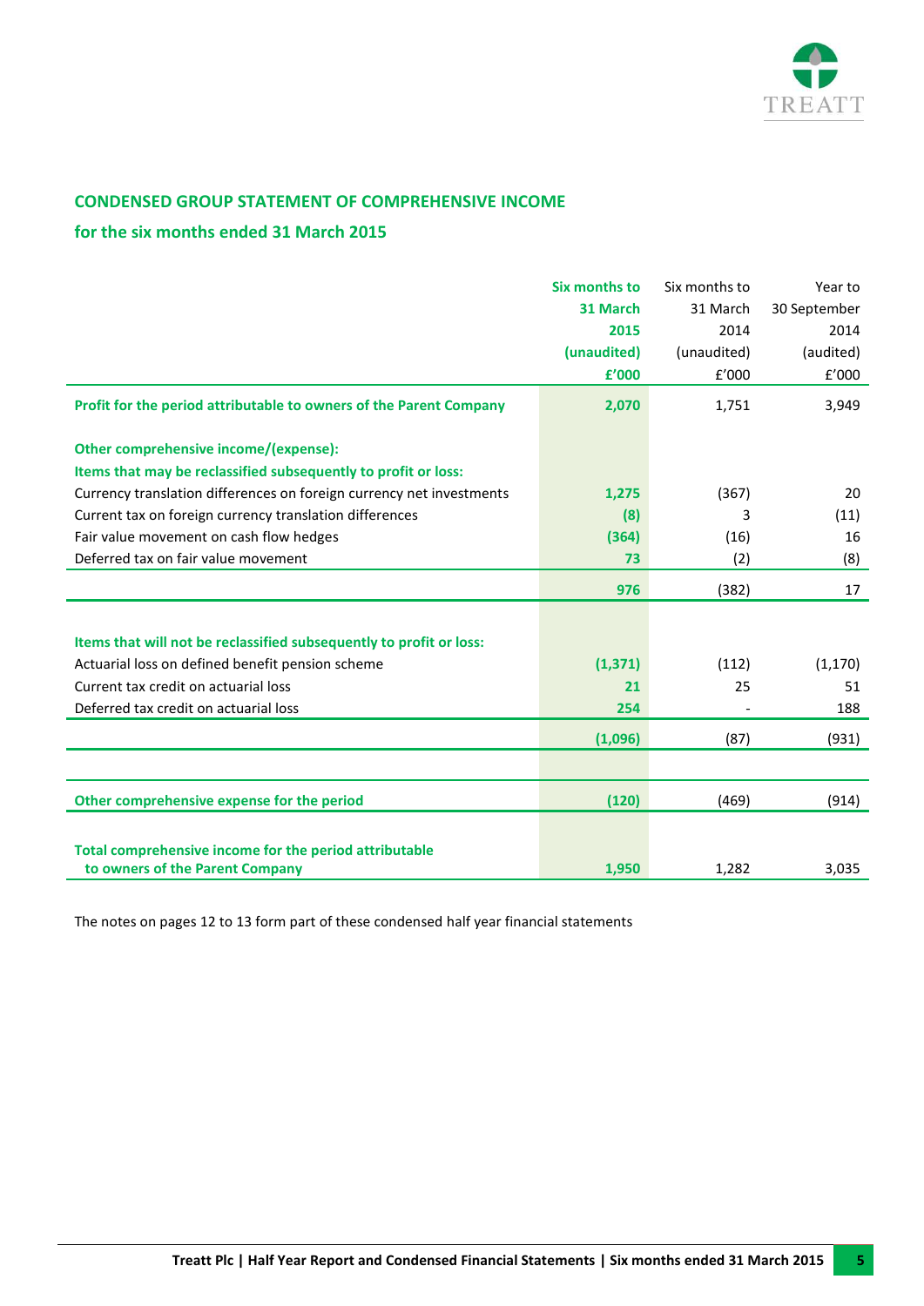## CONDENSED GROUP STATEMENT OF COMPREHENSIVE INCOME

### for the six months ended 31 March 2015

| | Six months to 31 March 2015 (unaudited) £'000 | Six months to 31 March 2014 (unaudited) £'000 | Year to 30 September 2014 (audited) £'000 |
|---|---|---|---|
| **Profit for the period attributable to owners of the Parent Company** | **2,070** | 1,751 | 3,949 |
| **Other comprehensive income/(expense):** | | | |
| **Items that may be reclassified subsequently to profit or loss:** | | | |
| Currency translation differences on foreign currency net investments | **1,275** | (367) | 20 |
| Current tax on foreign currency translation differences | **(8)** | 3 | (11) |
| Fair value movement on cash flow hedges | **(364)** | (16) | 16 |
| Deferred tax on fair value movement | **73** | (2) | (8) |
| | **976** | (382) | 17 |
| **Items that will not be reclassified subsequently to profit or loss:** | | | |
| Actuarial loss on defined benefit pension scheme | **(1,371)** | (112) | (1,170) |
| Current tax credit on actuarial loss | **21** | 25 | 51 |
| Deferred tax credit on actuarial loss | **254** | - | 188 |
| | **(1,096)** | (87) | (931) |
| **Other comprehensive expense for the period** | **(120)** | (469) | (914) |
| **Total comprehensive income for the period attributable to owners of the Parent Company** | **1,950** | 1,282 | 3,035 |

The notes on pages 12 to 13 form part of these condensed half year financial statements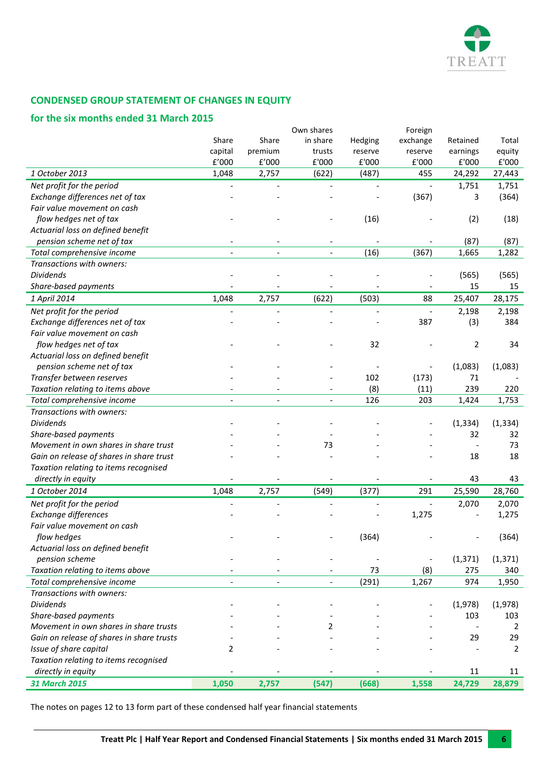## CONDENSED GROUP STATEMENT OF CHANGES IN EQUITY

### for the six months ended 31 March 2015

| | Share capital £'000 | Share premium £'000 | Own shares in share trusts £'000 | Hedging reserve £'000 | Foreign exchange reserve £'000 | Retained earnings £'000 | Total equity £'000 |
|---|---|---|---|---|---|---|---|
| *1 October 2013* | 1,048 | 2,757 | (622) | (487) | 455 | 24,292 | 27,443 |
| *Net profit for the period* | - | - | - | - | - | 1,751 | 1,751 |
| *Exchange differences net of tax* | - | - | - | - | (367) | 3 | (364) |
| *Fair value movement on cash flow hedges net of tax* | - | - | - | (16) | - | (2) | (18) |
| *Actuarial loss on defined benefit pension scheme net of tax* | - | - | - | - | - | (87) | (87) |
| *Total comprehensive income* | - | - | - | (16) | (367) | 1,665 | 1,282 |
| *Transactions with owners:* | | | | | | | |
| *Dividends* | - | - | - | - | - | (565) | (565) |
| *Share-based payments* | - | - | - | - | - | 15 | 15 |
| *1 April 2014* | 1,048 | 2,757 | (622) | (503) | 88 | 25,407 | 28,175 |
| *Net profit for the period* | - | - | - | - | - | 2,198 | 2,198 |
| *Exchange differences net of tax* | - | - | - | - | 387 | (3) | 384 |
| *Fair value movement on cash flow hedges net of tax* | - | - | - | 32 | - | 2 | 34 |
| *Actuarial loss on defined benefit pension scheme net of tax* | - | - | - | - | - | (1,083) | (1,083) |
| *Transfer between reserves* | - | - | - | 102 | (173) | 71 | - |
| *Taxation relating to items above* | - | - | - | (8) | (11) | 239 | 220 |
| *Total comprehensive income* | - | - | - | 126 | 203 | 1,424 | 1,753 |
| *Transactions with owners:* | | | | | | | |
| *Dividends* | - | - | - | - | - | (1,334) | (1,334) |
| *Share-based payments* | - | - | - | - | - | 32 | 32 |
| *Movement in own shares in share trust* | - | - | 73 | - | - | - | 73 |
| *Gain on release of shares in share trust* | - | - | - | - | - | 18 | 18 |
| *Taxation relating to items recognised directly in equity* | - | - | - | - | - | 43 | 43 |
| *1 October 2014* | 1,048 | 2,757 | (549) | (377) | 291 | 25,590 | 28,760 |
| *Net profit for the period* | - | - | - | - | - | 2,070 | 2,070 |
| *Exchange differences* | - | - | - | - | 1,275 | - | 1,275 |
| *Fair value movement on cash flow hedges* | - | - | - | (364) | - | - | (364) |
| *Actuarial loss on defined benefit pension scheme* | - | - | - | - | - | (1,371) | (1,371) |
| *Taxation relating to items above* | - | - | - | 73 | (8) | 275 | 340 |
| *Total comprehensive income* | - | - | - | (291) | 1,267 | 974 | 1,950 |
| *Transactions with owners:* | | | | | | | |
| *Dividends* | - | - | - | - | - | (1,978) | (1,978) |
| *Share-based payments* | - | - | - | - | - | 103 | 103 |
| *Movement in own shares in share trusts* | - | - | 2 | - | - | - | 2 |
| *Gain on release of shares in share trusts* | - | - | - | - | - | 29 | 29 |
| *Issue of share capital* | 2 | - | - | - | - | - | 2 |
| *Taxation relating to items recognised directly in equity* | - | - | - | - | - | 11 | 11 |
| ***31 March 2015*** | **1,050** | **2,757** | **(547)** | **(668)** | **1,558** | **24,729** | **28,879** |

The notes on pages 12 to 13 form part of these condensed half year financial statements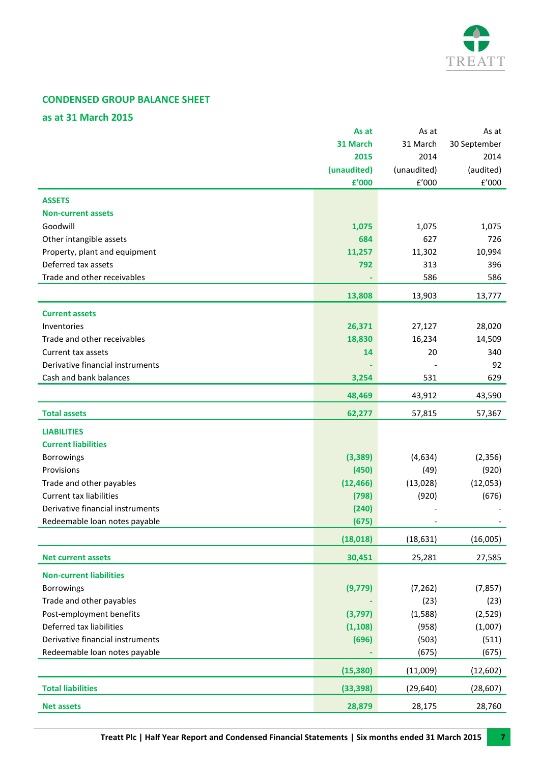## CONDENSED GROUP BALANCE SHEET

### as at 31 March 2015

| | As at 31 March 2015 (unaudited) £'000 | As at 31 March 2014 (unaudited) £'000 | As at 30 September 2014 (audited) £'000 |
|---|---|---|---|
| **ASSETS** | | | |
| **Non-current assets** | | | |
| Goodwill | **1,075** | 1,075 | 1,075 |
| Other intangible assets | **684** | 627 | 726 |
| Property, plant and equipment | **11,257** | 11,302 | 10,994 |
| Deferred tax assets | **792** | 313 | 396 |
| Trade and other receivables | **-** | 586 | 586 |
| | **13,808** | 13,903 | 13,777 |
| **Current assets** | | | |
| Inventories | **26,371** | 27,127 | 28,020 |
| Trade and other receivables | **18,830** | 16,234 | 14,509 |
| Current tax assets | **14** | 20 | 340 |
| Derivative financial instruments | **-** | - | 92 |
| Cash and bank balances | **3,254** | 531 | 629 |
| | **48,469** | 43,912 | 43,590 |
| **Total assets** | **62,277** | 57,815 | 57,367 |
| **LIABILITIES** | | | |
| **Current liabilities** | | | |
| Borrowings | **(3,389)** | (4,634) | (2,356) |
| Provisions | **(450)** | (49) | (920) |
| Trade and other payables | **(12,466)** | (13,028) | (12,053) |
| Current tax liabilities | **(798)** | (920) | (676) |
| Derivative financial instruments | **(240)** | - | - |
| Redeemable loan notes payable | **(675)** | - | - |
| | **(18,018)** | (18,631) | (16,005) |
| **Net current assets** | **30,451** | 25,281 | 27,585 |
| **Non-current liabilities** | | | |
| Borrowings | **(9,779)** | (7,262) | (7,857) |
| Trade and other payables | **-** | (23) | (23) |
| Post-employment benefits | **(3,797)** | (1,588) | (2,529) |
| Deferred tax liabilities | **(1,108)** | (958) | (1,007) |
| Derivative financial instruments | **(696)** | (503) | (511) |
| Redeemable loan notes payable | **-** | (675) | (675) |
| | **(15,380)** | (11,009) | (12,602) |
| **Total liabilities** | **(33,398)** | (29,640) | (28,607) |
| **Net assets** | **28,879** | 28,175 | 28,760 |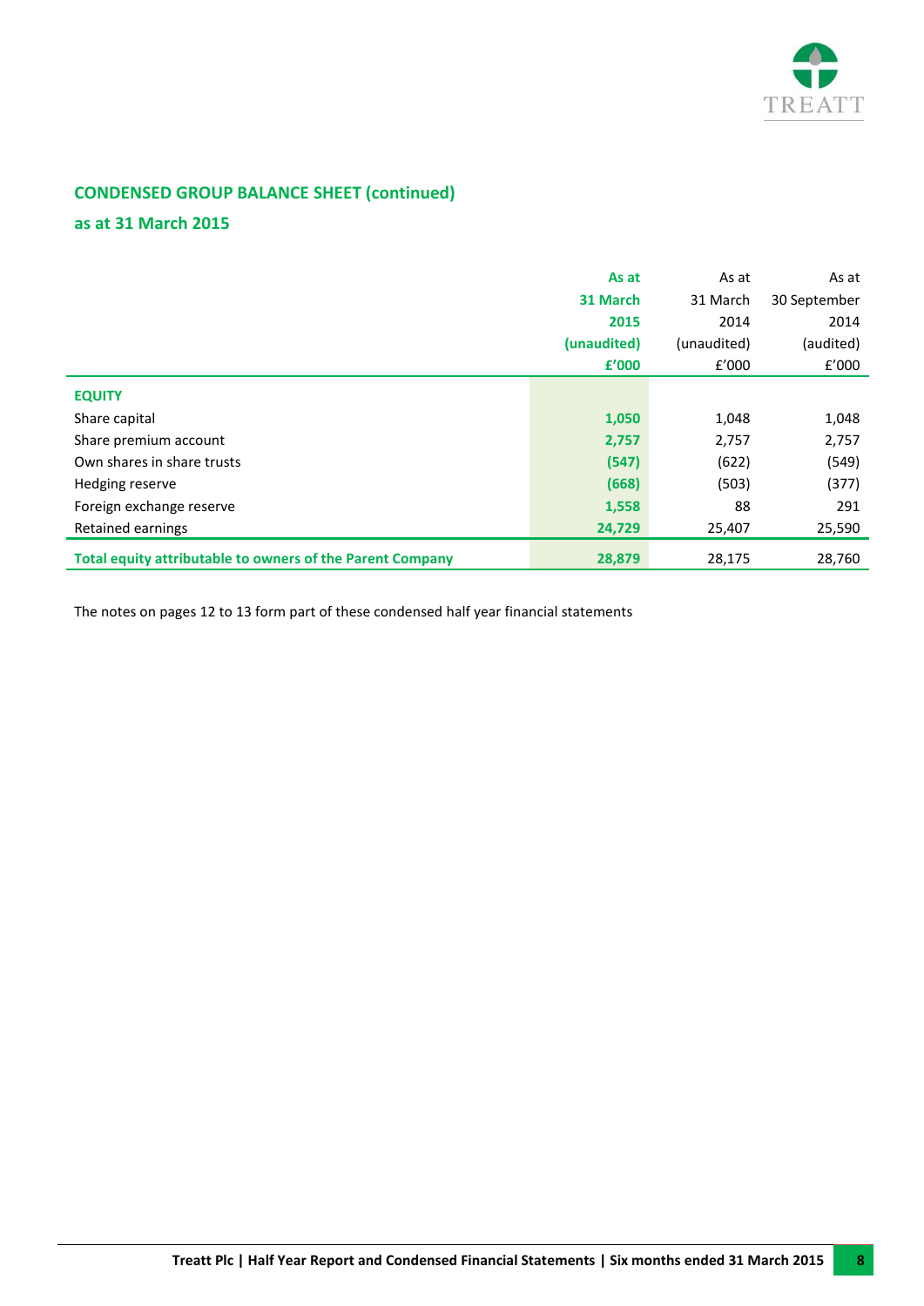## CONDENSED GROUP BALANCE SHEET (continued)

### as at 31 March 2015

| | As at 31 March 2015 (unaudited) £'000 | As at 31 March 2014 (unaudited) £'000 | As at 30 September 2014 (audited) £'000 |
|---|---|---|---|
| **EQUITY** | | | |
| Share capital | **1,050** | 1,048 | 1,048 |
| Share premium account | **2,757** | 2,757 | 2,757 |
| Own shares in share trusts | **(547)** | (622) | (549) |
| Hedging reserve | **(668)** | (503) | (377) |
| Foreign exchange reserve | **1,558** | 88 | 291 |
| Retained earnings | **24,729** | 25,407 | 25,590 |
| **Total equity attributable to owners of the Parent Company** | **28,879** | 28,175 | 28,760 |

The notes on pages 12 to 13 form part of these condensed half year financial statements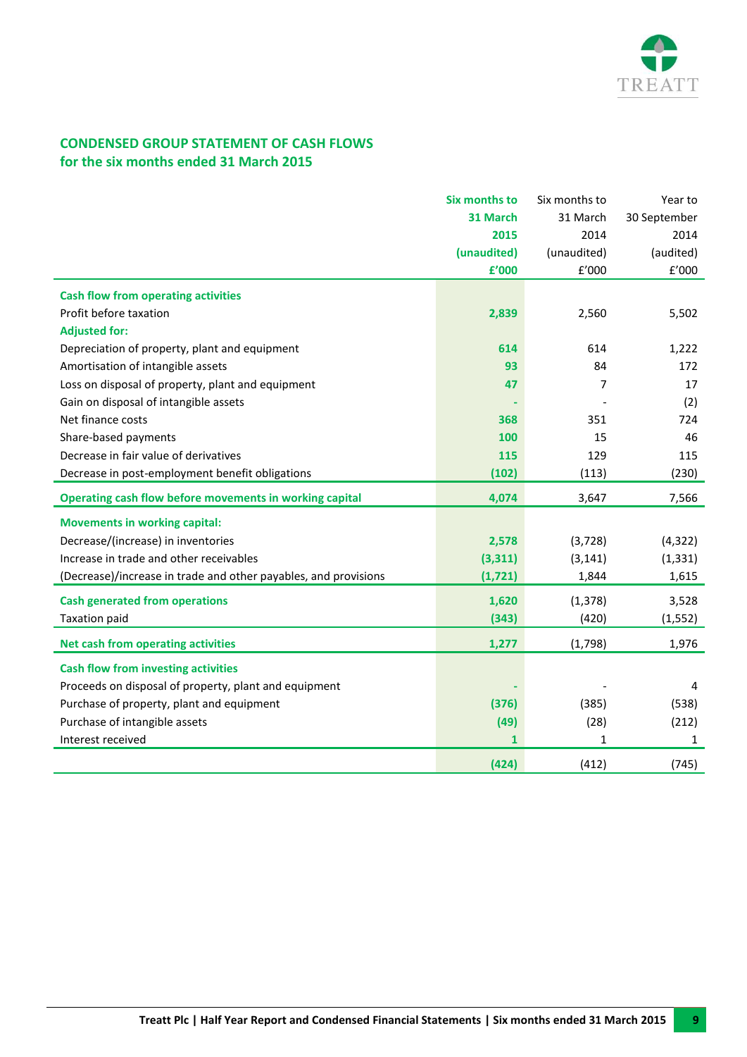## CONDENSED GROUP STATEMENT OF CASH FLOWS
## for the six months ended 31 March 2015

| | Six months to 31 March 2015 (unaudited) £'000 | Six months to 31 March 2014 (unaudited) £'000 | Year to 30 September 2014 (audited) £'000 |
|---|---|---|---|
| **Cash flow from operating activities** | | | |
| Profit before taxation | **2,839** | 2,560 | 5,502 |
| **Adjusted for:** | | | |
| Depreciation of property, plant and equipment | **614** | 614 | 1,222 |
| Amortisation of intangible assets | **93** | 84 | 172 |
| Loss on disposal of property, plant and equipment | **47** | 7 | 17 |
| Gain on disposal of intangible assets | **-** | - | (2) |
| Net finance costs | **368** | 351 | 724 |
| Share-based payments | **100** | 15 | 46 |
| Decrease in fair value of derivatives | **115** | 129 | 115 |
| Decrease in post-employment benefit obligations | **(102)** | (113) | (230) |
| **Operating cash flow before movements in working capital** | **4,074** | 3,647 | 7,566 |
| **Movements in working capital:** | | | |
| Decrease/(increase) in inventories | **2,578** | (3,728) | (4,322) |
| Increase in trade and other receivables | **(3,311)** | (3,141) | (1,331) |
| (Decrease)/increase in trade and other payables, and provisions | **(1,721)** | 1,844 | 1,615 |
| **Cash generated from operations** | **1,620** | (1,378) | 3,528 |
| Taxation paid | **(343)** | (420) | (1,552) |
| **Net cash from operating activities** | **1,277** | (1,798) | 1,976 |
| **Cash flow from investing activities** | | | |
| Proceeds on disposal of property, plant and equipment | **-** | - | 4 |
| Purchase of property, plant and equipment | **(376)** | (385) | (538) |
| Purchase of intangible assets | **(49)** | (28) | (212) |
| Interest received | **1** | 1 | 1 |
| | **(424)** | (412) | (745) |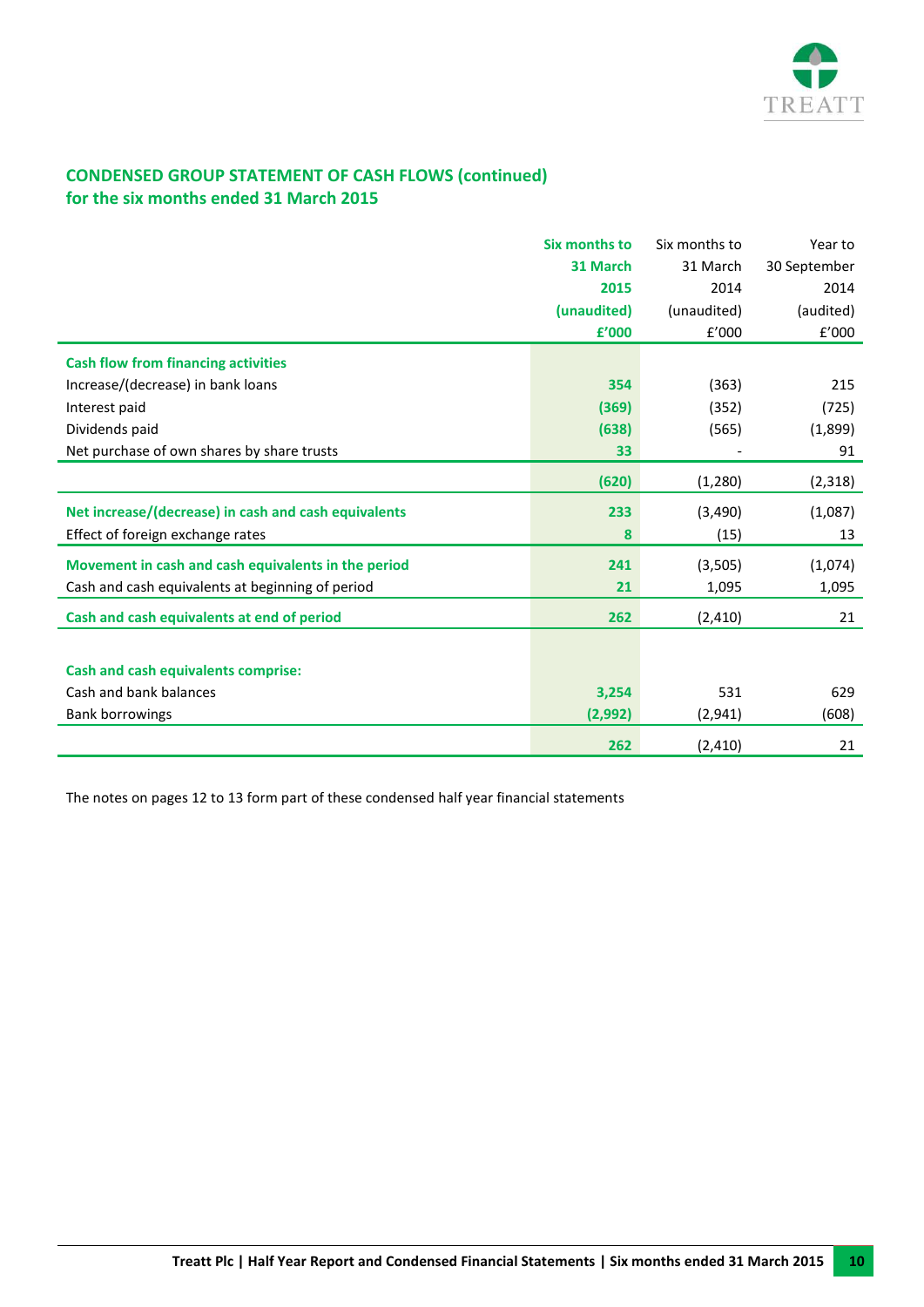## CONDENSED GROUP STATEMENT OF CASH FLOWS (continued)
## for the six months ended 31 March 2015

| | Six months to 31 March 2015 (unaudited) £'000 | Six months to 31 March 2014 (unaudited) £'000 | Year to 30 September 2014 (audited) £'000 |
|---|---|---|---|
| **Cash flow from financing activities** | | | |
| Increase/(decrease) in bank loans | **354** | (363) | 215 |
| Interest paid | **(369)** | (352) | (725) |
| Dividends paid | **(638)** | (565) | (1,899) |
| Net purchase of own shares by share trusts | **33** | - | 91 |
| | **(620)** | (1,280) | (2,318) |
| **Net increase/(decrease) in cash and cash equivalents** | **233** | (3,490) | (1,087) |
| Effect of foreign exchange rates | **8** | (15) | 13 |
| **Movement in cash and cash equivalents in the period** | **241** | (3,505) | (1,074) |
| Cash and cash equivalents at beginning of period | **21** | 1,095 | 1,095 |
| **Cash and cash equivalents at end of period** | **262** | (2,410) | 21 |
| | | | |
| **Cash and cash equivalents comprise:** | | | |
| Cash and bank balances | **3,254** | 531 | 629 |
| Bank borrowings | **(2,992)** | (2,941) | (608) |
| | **262** | (2,410) | 21 |

The notes on pages 12 to 13 form part of these condensed half year financial statements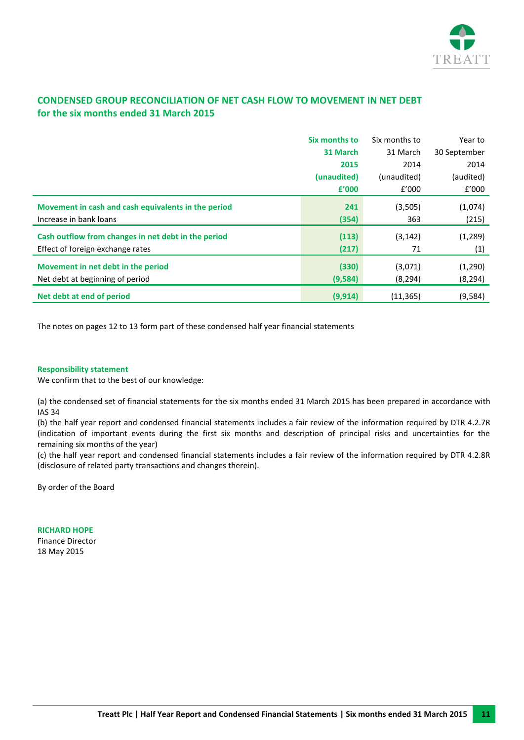## CONDENSED GROUP RECONCILIATION OF NET CASH FLOW TO MOVEMENT IN NET DEBT
## for the six months ended 31 March 2015

| | Six months to 31 March 2015 (unaudited) £'000 | Six months to 31 March 2014 (unaudited) £'000 | Year to 30 September 2014 (audited) £'000 |
|---|---|---|---|
| **Movement in cash and cash equivalents in the period** | **241** | (3,505) | (1,074) |
| Increase in bank loans | **(354)** | 363 | (215) |
| **Cash outflow from changes in net debt in the period** | **(113)** | (3,142) | (1,289) |
| Effect of foreign exchange rates | **(217)** | 71 | (1) |
| **Movement in net debt in the period** | **(330)** | (3,071) | (1,290) |
| Net debt at beginning of period | **(9,584)** | (8,294) | (8,294) |
| **Net debt at end of period** | **(9,914)** | (11,365) | (9,584) |

The notes on pages 12 to 13 form part of these condensed half year financial statements

**Responsibility statement**

We confirm that to the best of our knowledge:

(a) the condensed set of financial statements for the six months ended 31 March 2015 has been prepared in accordance with IAS 34

(b) the half year report and condensed financial statements includes a fair review of the information required by DTR 4.2.7R (indication of important events during the first six months and description of principal risks and uncertainties for the remaining six months of the year)

(c) the half year report and condensed financial statements includes a fair review of the information required by DTR 4.2.8R (disclosure of related party transactions and changes therein).

By order of the Board

**RICHARD HOPE**
Finance Director
18 May 2015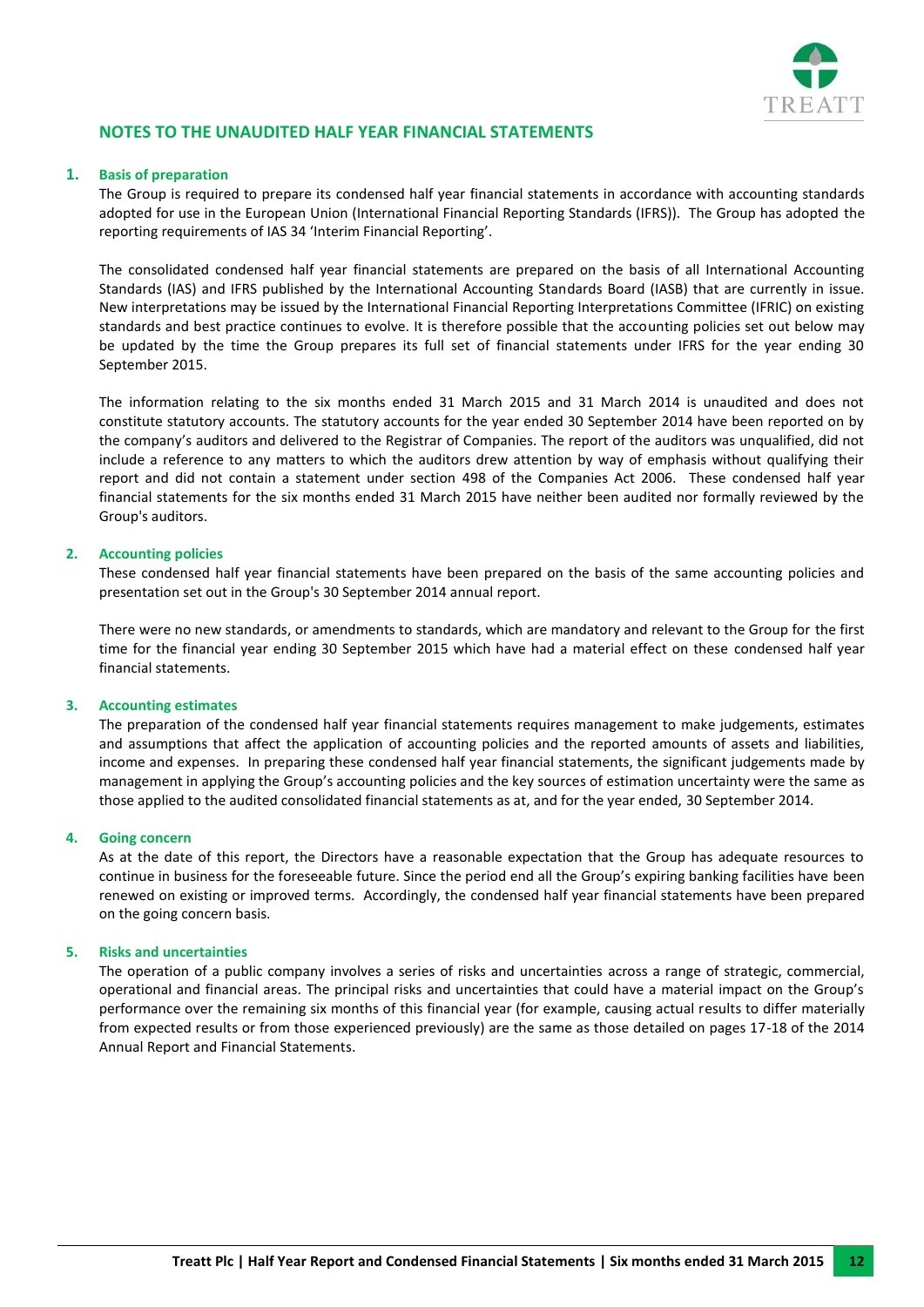## NOTES TO THE UNAUDITED HALF YEAR FINANCIAL STATEMENTS

### 1. Basis of preparation

The Group is required to prepare its condensed half year financial statements in accordance with accounting standards adopted for use in the European Union (International Financial Reporting Standards (IFRS)). The Group has adopted the reporting requirements of IAS 34 'Interim Financial Reporting'.

The consolidated condensed half year financial statements are prepared on the basis of all International Accounting Standards (IAS) and IFRS published by the International Accounting Standards Board (IASB) that are currently in issue. New interpretations may be issued by the International Financial Reporting Interpretations Committee (IFRIC) on existing standards and best practice continues to evolve. It is therefore possible that the accounting policies set out below may be updated by the time the Group prepares its full set of financial statements under IFRS for the year ending 30 September 2015.

The information relating to the six months ended 31 March 2015 and 31 March 2014 is unaudited and does not constitute statutory accounts. The statutory accounts for the year ended 30 September 2014 have been reported on by the company's auditors and delivered to the Registrar of Companies. The report of the auditors was unqualified, did not include a reference to any matters to which the auditors drew attention by way of emphasis without qualifying their report and did not contain a statement under section 498 of the Companies Act 2006. These condensed half year financial statements for the six months ended 31 March 2015 have neither been audited nor formally reviewed by the Group's auditors.

### 2. Accounting policies

These condensed half year financial statements have been prepared on the basis of the same accounting policies and presentation set out in the Group's 30 September 2014 annual report.

There were no new standards, or amendments to standards, which are mandatory and relevant to the Group for the first time for the financial year ending 30 September 2015 which have had a material effect on these condensed half year financial statements.

### 3. Accounting estimates

The preparation of the condensed half year financial statements requires management to make judgements, estimates and assumptions that affect the application of accounting policies and the reported amounts of assets and liabilities, income and expenses. In preparing these condensed half year financial statements, the significant judgements made by management in applying the Group's accounting policies and the key sources of estimation uncertainty were the same as those applied to the audited consolidated financial statements as at, and for the year ended, 30 September 2014.

### 4. Going concern

As at the date of this report, the Directors have a reasonable expectation that the Group has adequate resources to continue in business for the foreseeable future. Since the period end all the Group's expiring banking facilities have been renewed on existing or improved terms. Accordingly, the condensed half year financial statements have been prepared on the going concern basis.

### 5. Risks and uncertainties

The operation of a public company involves a series of risks and uncertainties across a range of strategic, commercial, operational and financial areas. The principal risks and uncertainties that could have a material impact on the Group's performance over the remaining six months of this financial year (for example, causing actual results to differ materially from expected results or from those experienced previously) are the same as those detailed on pages 17-18 of the 2014 Annual Report and Financial Statements.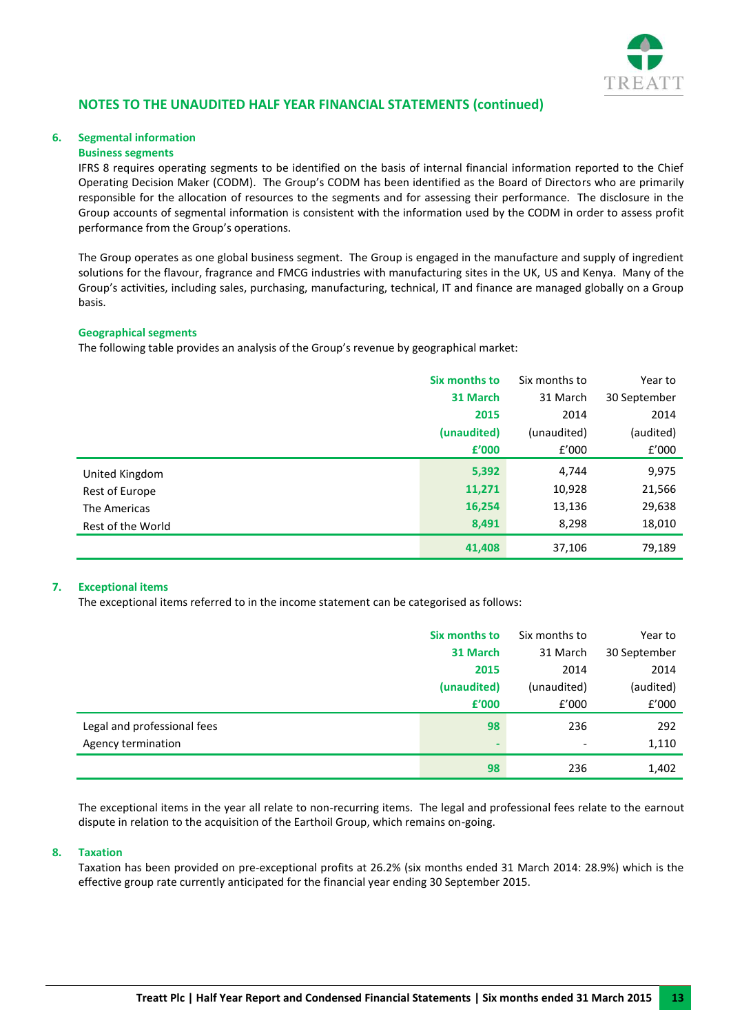## NOTES TO THE UNAUDITED HALF YEAR FINANCIAL STATEMENTS (continued)

### 6. Segmental information

**Business segments**

IFRS 8 requires operating segments to be identified on the basis of internal financial information reported to the Chief Operating Decision Maker (CODM). The Group's CODM has been identified as the Board of Directors who are primarily responsible for the allocation of resources to the segments and for assessing their performance. The disclosure in the Group accounts of segmental information is consistent with the information used by the CODM in order to assess profit performance from the Group's operations.

The Group operates as one global business segment. The Group is engaged in the manufacture and supply of ingredient solutions for the flavour, fragrance and FMCG industries with manufacturing sites in the UK, US and Kenya. Many of the Group's activities, including sales, purchasing, manufacturing, technical, IT and finance are managed globally on a Group basis.

**Geographical segments**

The following table provides an analysis of the Group's revenue by geographical market:

| | **Six months to 31 March 2015 (unaudited) £'000** | Six months to 31 March 2014 (unaudited) £'000 | Year to 30 September 2014 (audited) £'000 |
|---|---|---|---|
| United Kingdom | **5,392** | 4,744 | 9,975 |
| Rest of Europe | **11,271** | 10,928 | 21,566 |
| The Americas | **16,254** | 13,136 | 29,638 |
| Rest of the World | **8,491** | 8,298 | 18,010 |
| | **41,408** | 37,106 | 79,189 |

### 7. Exceptional items

The exceptional items referred to in the income statement can be categorised as follows:

| | **Six months to 31 March 2015 (unaudited) £'000** | Six months to 31 March 2014 (unaudited) £'000 | Year to 30 September 2014 (audited) £'000 |
|---|---|---|---|
| Legal and professional fees | **98** | 236 | 292 |
| Agency termination | **-** | - | 1,110 |
| | **98** | 236 | 1,402 |

The exceptional items in the year all relate to non-recurring items. The legal and professional fees relate to the earnout dispute in relation to the acquisition of the Earthoil Group, which remains on-going.

### 8. Taxation

Taxation has been provided on pre-exceptional profits at 26.2% (six months ended 31 March 2014: 28.9%) which is the effective group rate currently anticipated for the financial year ending 30 September 2015.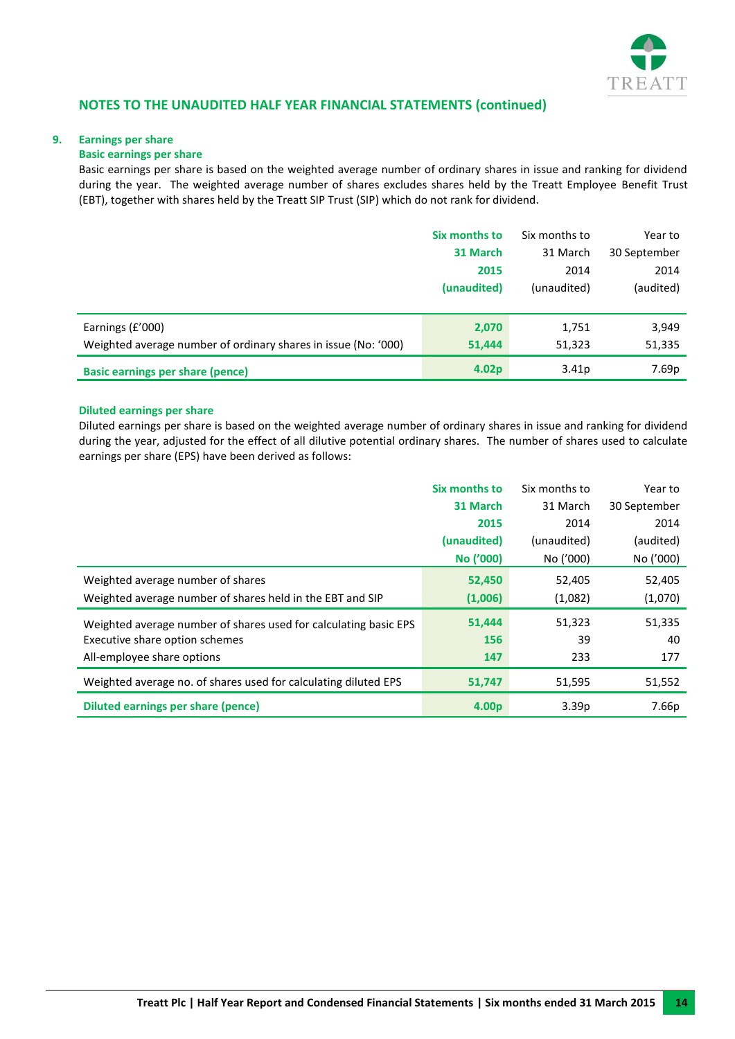## NOTES TO THE UNAUDITED HALF YEAR FINANCIAL STATEMENTS (continued)

### 9. Earnings per share

**Basic earnings per share**

Basic earnings per share is based on the weighted average number of ordinary shares in issue and ranking for dividend during the year. The weighted average number of shares excludes shares held by the Treatt Employee Benefit Trust (EBT), together with shares held by the Treatt SIP Trust (SIP) which do not rank for dividend.

| | Six months to 31 March 2015 (unaudited) | Six months to 31 March 2014 (unaudited) | Year to 30 September 2014 (audited) |
|---|---|---|---|
| Earnings (£'000) | 2,070 | 1,751 | 3,949 |
| Weighted average number of ordinary shares in issue (No: '000) | 51,444 | 51,323 | 51,335 |
| **Basic earnings per share (pence)** | **4.02p** | 3.41p | 7.69p |

**Diluted earnings per share**

Diluted earnings per share is based on the weighted average number of ordinary shares in issue and ranking for dividend during the year, adjusted for the effect of all dilutive potential ordinary shares. The number of shares used to calculate earnings per share (EPS) have been derived as follows:

| | Six months to 31 March 2015 (unaudited) No ('000) | Six months to 31 March 2014 (unaudited) No ('000) | Year to 30 September 2014 (audited) No ('000) |
|---|---|---|---|
| Weighted average number of shares | 52,450 | 52,405 | 52,405 |
| Weighted average number of shares held in the EBT and SIP | (1,006) | (1,082) | (1,070) |
| Weighted average number of shares used for calculating basic EPS | 51,444 | 51,323 | 51,335 |
| Executive share option schemes | 156 | 39 | 40 |
| All-employee share options | 147 | 233 | 177 |
| Weighted average no. of shares used for calculating diluted EPS | 51,747 | 51,595 | 51,552 |
| **Diluted earnings per share (pence)** | **4.00p** | 3.39p | 7.66p |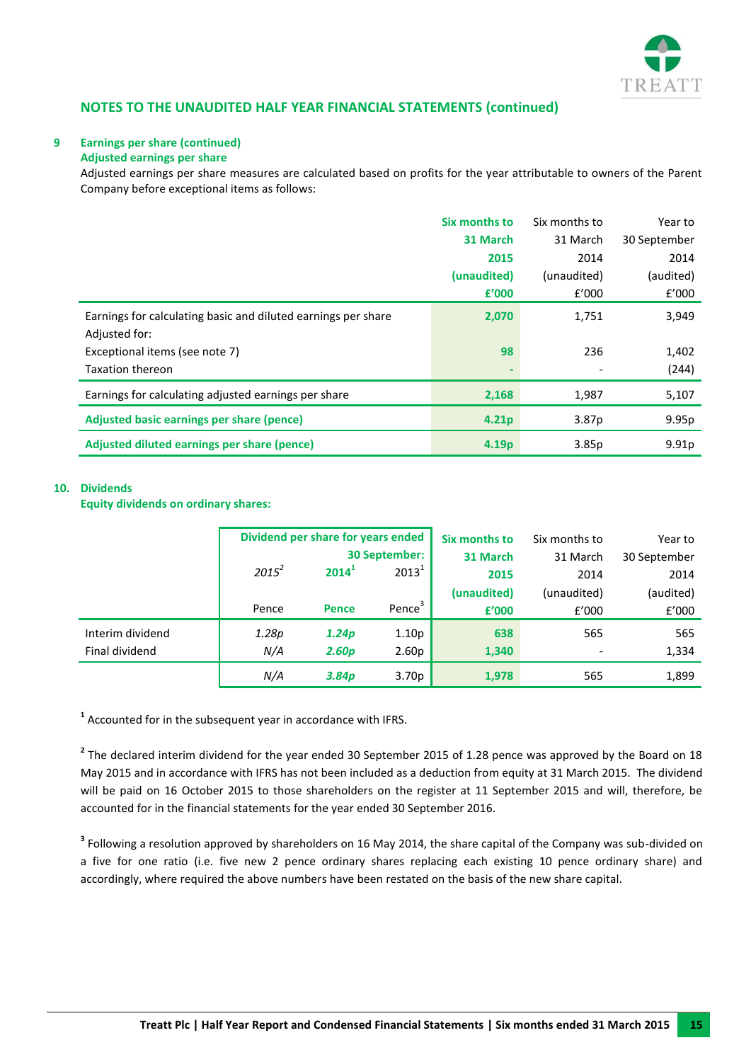## NOTES TO THE UNAUDITED HALF YEAR FINANCIAL STATEMENTS (continued)

### 9 Earnings per share (continued)

**Adjusted earnings per share**

Adjusted earnings per share measures are calculated based on profits for the year attributable to owners of the Parent Company before exceptional items as follows:

| | **Six months to 31 March 2015 (unaudited) £'000** | Six months to 31 March 2014 (unaudited) £'000 | Year to 30 September 2014 (audited) £'000 |
|---|---|---|---|
| Earnings for calculating basic and diluted earnings per share | **2,070** | 1,751 | 3,949 |
| Adjusted for: | | | |
| Exceptional items (see note 7) | **98** | 236 | 1,402 |
| Taxation thereon | **-** | - | (244) |
| Earnings for calculating adjusted earnings per share | **2,168** | 1,987 | 5,107 |
| **Adjusted basic earnings per share (pence)** | **4.21p** | 3.87p | 9.95p |
| **Adjusted diluted earnings per share (pence)** | **4.19p** | 3.85p | 9.91p |

### 10. Dividends

**Equity dividends on ordinary shares:**

| | **Dividend per share for years ended 30 September:** | | | **Six months to 31 March 2015 (unaudited)** | Six months to 31 March 2014 (unaudited) | Year to 30 September 2014 (audited) |
|---|---|---|---|---|---|---|
| | *2015*[2] | **2014**[1] | 2013[1] | | | |
| | Pence | **Pence** | Pence[3] | **£'000** | £'000 | £'000 |
| Interim dividend | *1.28p* | ***1.24p*** | 1.10p | **638** | 565 | 565 |
| Final dividend | *N/A* | ***2.60p*** | 2.60p | **1,340** | - | 1,334 |
| | *N/A* | ***3.84p*** | 3.70p | **1,978** | 565 | 1,899 |

[1] Accounted for in the subsequent year in accordance with IFRS.

[2] The declared interim dividend for the year ended 30 September 2015 of 1.28 pence was approved by the Board on 18 May 2015 and in accordance with IFRS has not been included as a deduction from equity at 31 March 2015. The dividend will be paid on 16 October 2015 to those shareholders on the register at 11 September 2015 and will, therefore, be accounted for in the financial statements for the year ended 30 September 2016.

[3] Following a resolution approved by shareholders on 16 May 2014, the share capital of the Company was sub-divided on a five for one ratio (i.e. five new 2 pence ordinary shares replacing each existing 10 pence ordinary share) and accordingly, where required the above numbers have been restated on the basis of the new share capital.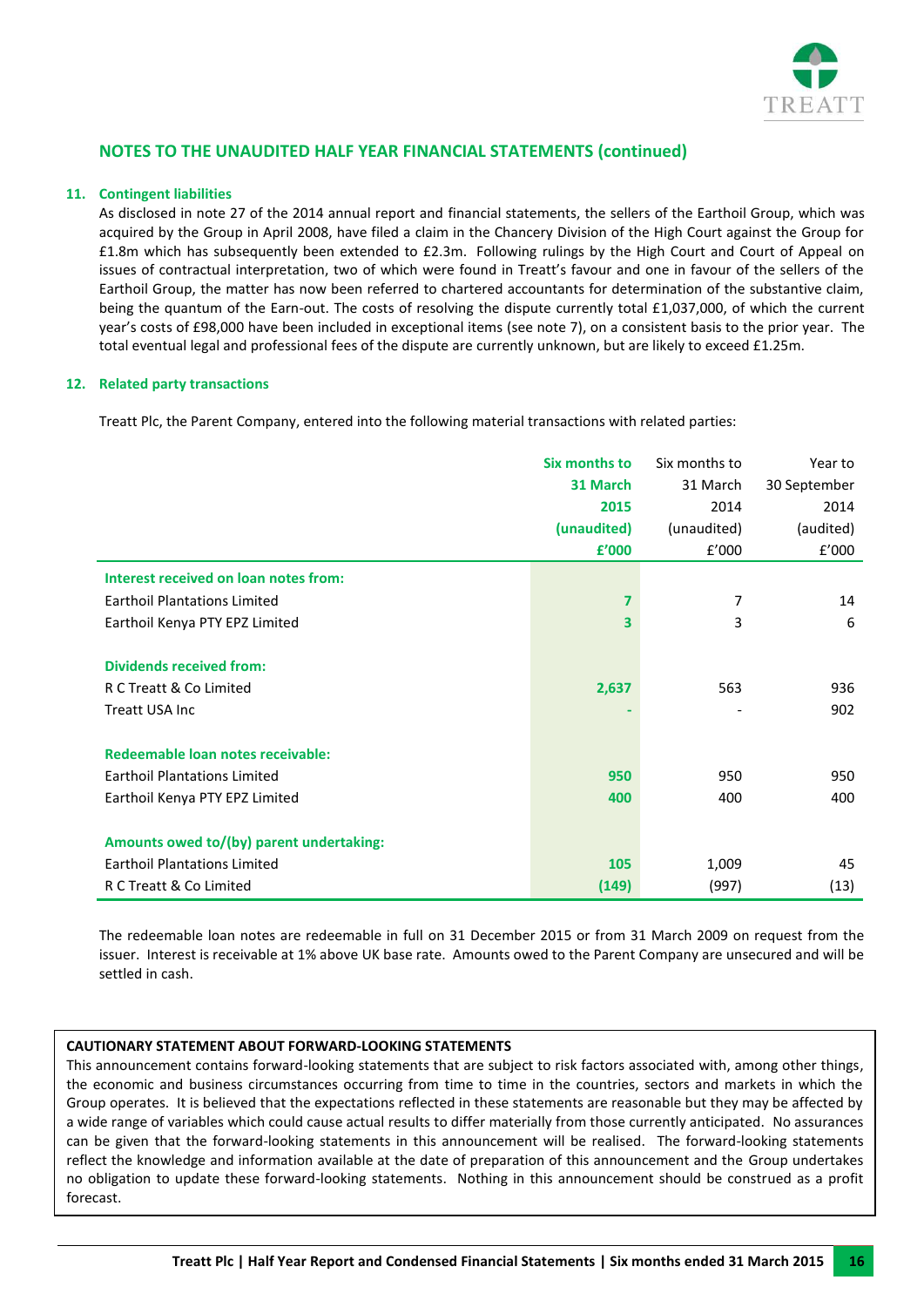## NOTES TO THE UNAUDITED HALF YEAR FINANCIAL STATEMENTS (continued)

### 11. Contingent liabilities

As disclosed in note 27 of the 2014 annual report and financial statements, the sellers of the Earthoil Group, which was acquired by the Group in April 2008, have filed a claim in the Chancery Division of the High Court against the Group for £1.8m which has subsequently been extended to £2.3m. Following rulings by the High Court and Court of Appeal on issues of contractual interpretation, two of which were found in Treatt's favour and one in favour of the sellers of the Earthoil Group, the matter has now been referred to chartered accountants for determination of the substantive claim, being the quantum of the Earn-out. The costs of resolving the dispute currently total £1,037,000, of which the current year's costs of £98,000 have been included in exceptional items (see note 7), on a consistent basis to the prior year. The total eventual legal and professional fees of the dispute are currently unknown, but are likely to exceed £1.25m.

### 12. Related party transactions

Treatt Plc, the Parent Company, entered into the following material transactions with related parties:

| | Six months to 31 March 2015 (unaudited) £'000 | Six months to 31 March 2014 (unaudited) £'000 | Year to 30 September 2014 (audited) £'000 |
|---|---|---|---|
| **Interest received on loan notes from:** | | | |
| Earthoil Plantations Limited | 7 | 7 | 14 |
| Earthoil Kenya PTY EPZ Limited | 3 | 3 | 6 |
| **Dividends received from:** | | | |
| R C Treatt & Co Limited | 2,637 | 563 | 936 |
| Treatt USA Inc | - | - | 902 |
| **Redeemable loan notes receivable:** | | | |
| Earthoil Plantations Limited | 950 | 950 | 950 |
| Earthoil Kenya PTY EPZ Limited | 400 | 400 | 400 |
| **Amounts owed to/(by) parent undertaking:** | | | |
| Earthoil Plantations Limited | 105 | 1,009 | 45 |
| R C Treatt & Co Limited | (149) | (997) | (13) |

The redeemable loan notes are redeemable in full on 31 December 2015 or from 31 March 2009 on request from the issuer. Interest is receivable at 1% above UK base rate. Amounts owed to the Parent Company are unsecured and will be settled in cash.

**CAUTIONARY STATEMENT ABOUT FORWARD-LOOKING STATEMENTS**

This announcement contains forward-looking statements that are subject to risk factors associated with, among other things, the economic and business circumstances occurring from time to time in the countries, sectors and markets in which the Group operates. It is believed that the expectations reflected in these statements are reasonable but they may be affected by a wide range of variables which could cause actual results to differ materially from those currently anticipated. No assurances can be given that the forward-looking statements in this announcement will be realised. The forward-looking statements reflect the knowledge and information available at the date of preparation of this announcement and the Group undertakes no obligation to update these forward-looking statements. Nothing in this announcement should be construed as a profit forecast.